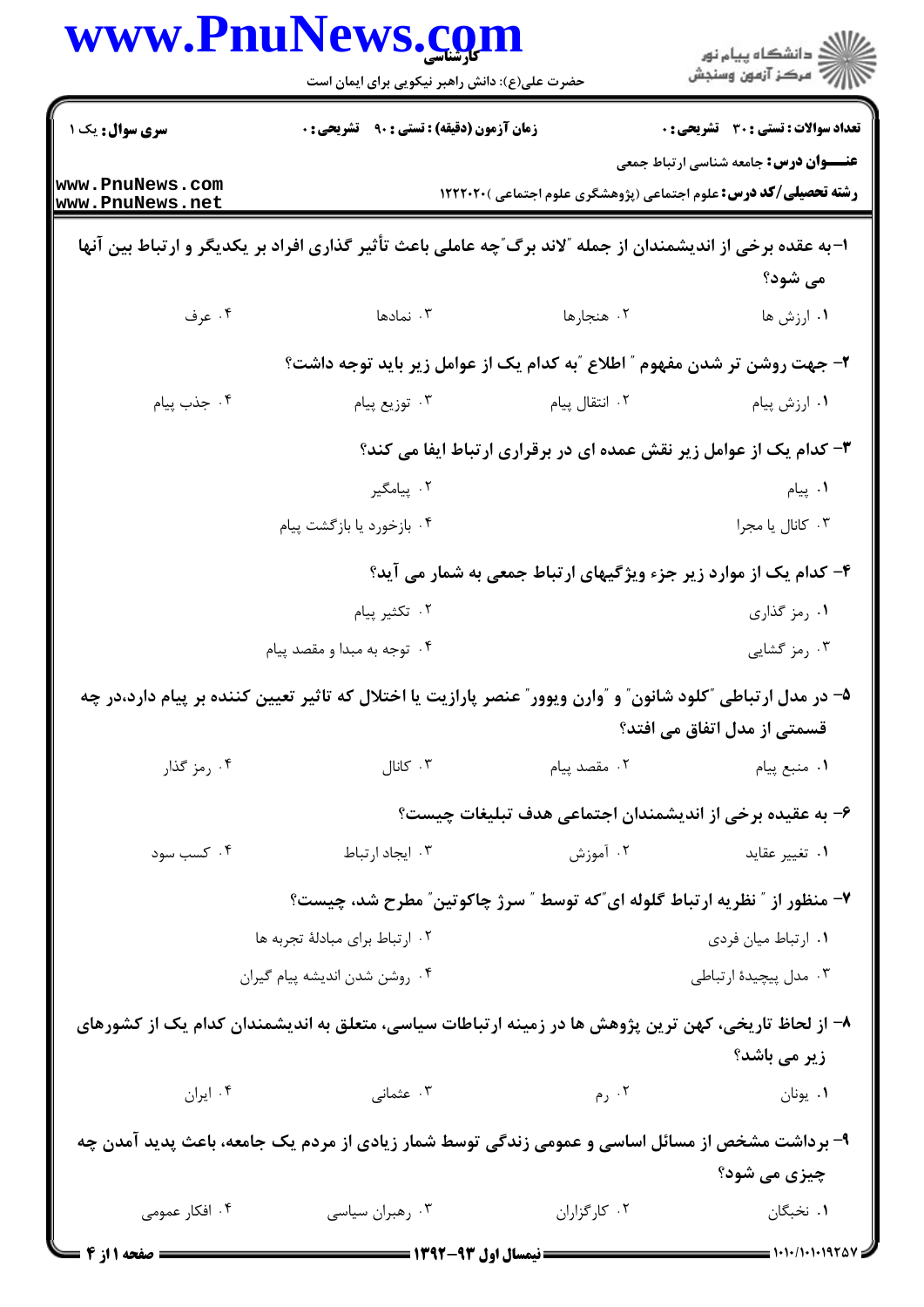**سری سؤال:** یک ۱

**زمان آزمون (دقیقه) : تستی : ۹۰ تشریحی : ۰**

**تعداد سوالات : تستی : ۳۰ تشریحی : ۰**

**عنـــوان درس:** جامعه شناسی ارتباط جمعی

**رشته تحصیلی/کد درس:** علوم اجتماعی (پژوهشگری علوم اجتماعی )۱۲۲۲۰۲۰

**۱- به عقده برخی از اندیشمندان از جمله "لاند برگ" چه عاملی باعث تأثیر گذاری افراد بر یکدیگر و ارتباط بین آنها می شود؟**

۱. ارزش ها
۲. هنجارها
۳. نمادها
۴. عرف

**۲- جهت روشن تر شدن مفهوم " اطلاع "به کدام یک از عوامل زیر باید توجه داشت؟**

۱. ارزش پیام
۲. انتقال پیام
۳. توزیع پیام
۴. جذب پیام

**۳- کدام یک از عوامل زیر نقش عمده ای در برقراری ارتباط ایفا می کند؟**

۱. پیام
۲. پیامگیر
۳. کانال یا مجرا
۴. بازخورد یا بازگشت پیام

**۴- کدام یک از موارد زیر جزء ویژگیهای ارتباط جمعی به شمار می آید؟**

۱. رمز گذاری
۲. تکثیر پیام
۳. رمز گشایی
۴. توجه به مبدا و مقصد پیام

**۵- در مدل ارتباطی "کلود شانون" و "وارن ویوور" عنصر پارازیت یا اختلال که تاثیر تعیین کننده بر پیام دارد،در چه قسمتی از مدل اتفاق می افتد؟**

۱. منبع پیام
۲. مقصد پیام
۳. کانال
۴. رمز گذار

**۶- به عقیده برخی از اندیشمندان اجتماعی هدف تبلیغات چیست؟**

۱. تغییر عقاید
۲. آموزش
۳. ایجاد ارتباط
۴. کسب سود

**۷- منظور از " نظریه ارتباط گلوله ای"که توسط " سرژ چاکوتین" مطرح شد، چیست؟**

۱. ارتباط میان فردی
۲. ارتباط برای مبادلهٔ تجربه ها
۳. مدل پیچیدهٔ ارتباطی
۴. روشن شدن اندیشه پیام گیران

**۸- از لحاظ تاریخی، کهن ترین پژوهش ها در زمینه ارتباطات سیاسی، متعلق به اندیشمندان کدام یک از کشورهای زیر می باشد؟**

۱. یونان
۲. رم
۳. عثمانی
۴. ایران

**۹- برداشت مشخص از مسائل اساسی و عمومی زندگی توسط شمار زیادی از مردم یک جامعه، باعث پدید آمدن چه چیزی می شود؟**

۱. نخبگان
۲. کارگزاران
۳. رهبران سیاسی
۴. افکار عمومی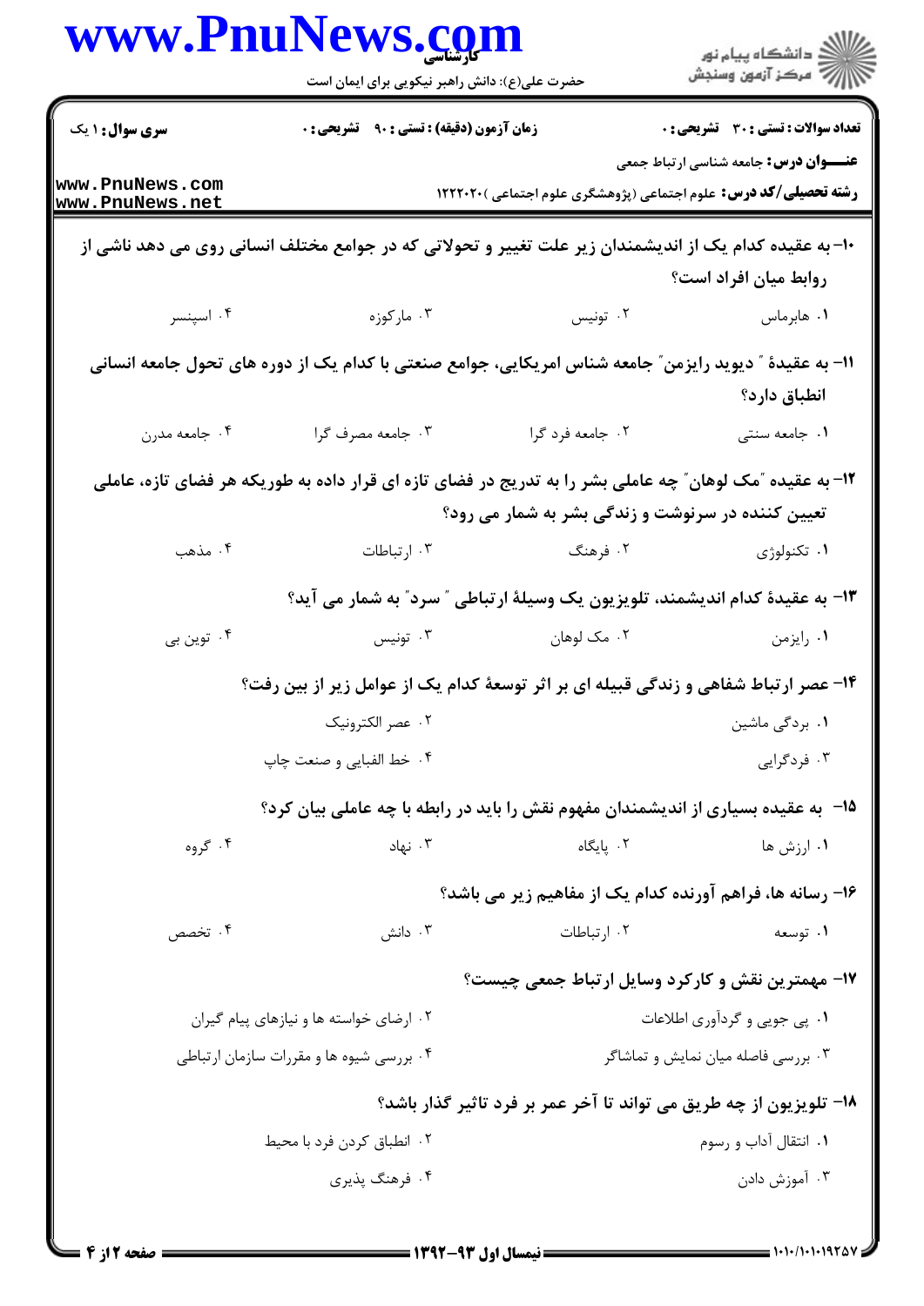**سری سوال:** ۱ یک

**زمان آزمون (دقیقه) : تستی :** ۹۰ **تشریحی :** ۰

**تعداد سوالات : تستی :** ۳۰ **تشریحی :** ۰

**عنـــوان درس:** جامعه شناسی ارتباط جمعی

**رشته تحصیلی/کد درس:** علوم اجتماعی (پژوهشگری علوم اجتماعی )۱۲۲۲۰۲۰

۱۰- به عقیده کدام یک از اندیشمندان زیر علت تغییر و تحولاتی که در جوامع مختلف انسانی روی می دهد ناشی از روابط میان افراد است؟

۱. هابرماس ۲. تونیس ۳. مارکوزه ۴. اسپنسر

۱۱- به عقیدهٔ " دیوید رایزمن" جامعه شناس امریکایی، جوامع صنعتی با کدام یک از دوره های تحول جامعه انسانی انطباق دارد؟

۱. جامعه سنتی ۲. جامعه فرد گرا ۳. جامعه مصرف گرا ۴. جامعه مدرن

۱۲- به عقیده "مک لوهان" چه عاملی بشر را به تدریج در فضای تازه ای قرار داده به طوریکه هر فضای تازه، عاملی تعیین کننده در سرنوشت و زندگی بشر به شمار می رود؟

۱. تکنولوژی ۲. فرهنگ ۳. ارتباطات ۴. مذهب

۱۳- به عقیدهٔ کدام اندیشمند، تلویزیون یک وسیلهٔ ارتباطی " سرد" به شمار می آید؟

۱. رایزمن ۲. مک لوهان ۳. تونیس ۴. توین بی

۱۴- عصر ارتباط شفاهی و زندگی قبیله ای بر اثر توسعهٔ کدام یک از عوامل زیر از بین رفت؟

۱. بردگی ماشین ۲. عصر الکترونیک

۳. فردگرایی ۴. خط الفبایی و صنعت چاپ

۱۵- به عقیده بسیاری از اندیشمندان مفهوم نقش را باید در رابطه با چه عاملی بیان کرد؟

۱. ارزش ها ۲. پایگاه ۳. نهاد ۴. گروه

۱۶- رسانه ها، فراهم آورنده کدام یک از مفاهیم زیر می باشد؟

۱. توسعه ۲. ارتباطات ۳. دانش ۴. تخصص

۱۷- مهمترین نقش و کارکرد وسایل ارتباط جمعی چیست؟

۱. پی جویی و گردآوری اطلاعات ۲. ارضای خواسته ها و نیازهای پیام گیران

۳. بررسی فاصله میان نمایش و تماشاگر ۴. بررسی شیوه ها و مقررات سازمان ارتباطی

۱۸- تلویزیون از چه طریق می تواند تا آخر عمر بر فرد تاثیر گذار باشد؟

۱. انتقال آداب و رسوم ۲. انطباق کردن فرد با محیط

۳. آموزش دادن ۴. فرهنگ پذیری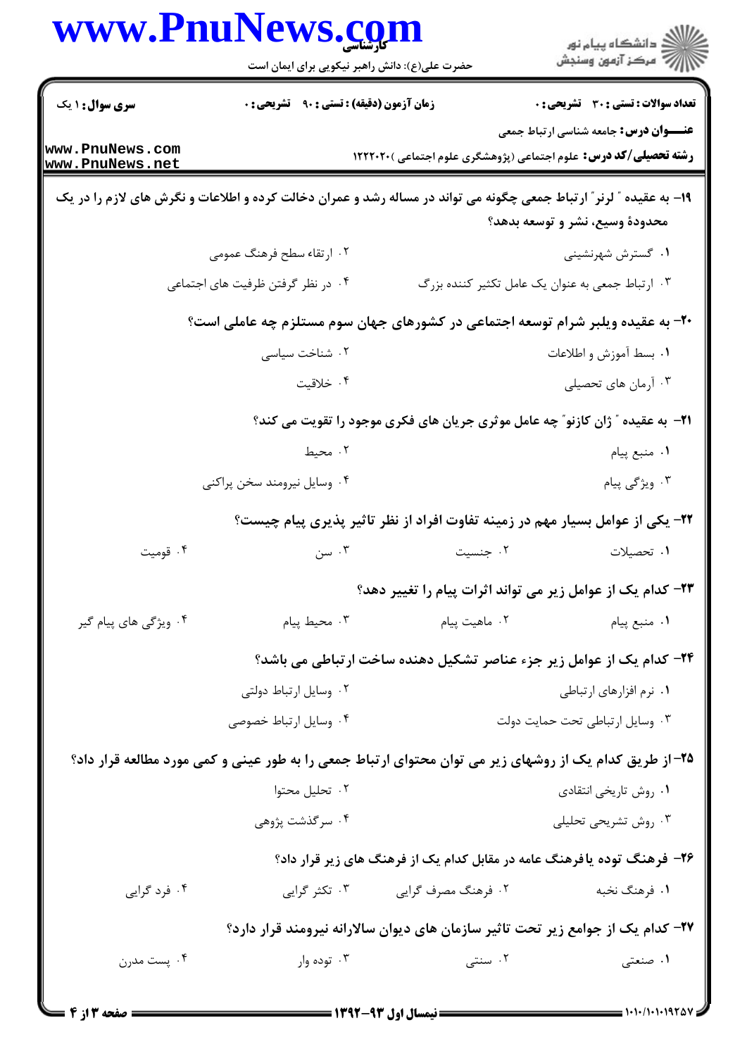**سری سوال:** ۱ یک | **زمان آزمون (دقیقه):** تستی: ۹۰ تشریحی: ۰ | **تعداد سوالات:** تستی: ۳۰ تشریحی: ۰

**عنـــوان درس:** جامعه شناسی ارتباط جمعی

**رشته تحصیلی/کد درس:** علوم اجتماعی (پژوهشگری علوم اجتماعی )۱۲۲۲۰۲۰

**۱۹- به عقیده " لرنر" ارتباط جمعی چگونه می تواند در مساله رشد و عمران دخالت کرده و اطلاعات و نگرش های لازم را در یک محدودهٔ وسیع، نشر و توسعه بدهد؟**

۱. گسترش شهرنشینی

۲. ارتقاء سطح فرهنگ عمومی

۳. ارتباط جمعی به عنوان یک عامل تکثیر کننده بزرگ

۴. در نظر گرفتن ظرفیت های اجتماعی

**۲۰- به عقیده ویلبر شرام توسعه اجتماعی در کشورهای جهان سوم مستلزم چه عاملی است؟**

۱. بسط آموزش و اطلاعات

۲. شناخت سیاسی

۳. آرمان های تحصیلی

۴. خلاقیت

**۲۱- به عقیده " ژان کازنو" چه عامل موثری جریان های فکری موجود را تقویت می کند؟**

۱. منبع پیام

۲. محیط

۳. ویژگی پیام

۴. وسایل نیرومند سخن پراکنی

**۲۲- یکی از عوامل بسیار مهم در زمینه تفاوت افراد از نظر تاثیر پذیری پیام چیست؟**

۱. تحصیلات

۲. جنسیت

۳. سن

۴. قومیت

**۲۳- کدام یک از عوامل زیر می تواند اثرات پیام را تغییر دهد؟**

۱. منبع پیام

۲. ماهیت پیام

۳. محیط پیام

۴. ویژگی های پیام گیر

**۲۴- کدام یک از عوامل زیر جزء عناصر تشکیل دهنده ساخت ارتباطی می باشد؟**

۱. نرم افزارهای ارتباطی

۲. وسایل ارتباط دولتی

۳. وسایل ارتباطی تحت حمایت دولت

۴. وسایل ارتباط خصوصی

**۲۵- از طریق کدام یک از روشهای زیر می توان محتوای ارتباط جمعی را به طور عینی و کمی مورد مطالعه قرار داد؟**

۱. روش تاریخی انتقادی

۲. تحلیل محتوا

۳. روش تشریحی تحلیلی

۴. سرگذشت پژوهی

**۲۶- فرهنگ توده یافرهنگ عامه در مقابل کدام یک از فرهنگ های زیر قرار داد؟**

۱. فرهنگ نخبه

۲. فرهنگ مصرف گرایی

۳. تکثر گرایی

۴. فرد گرایی

**۲۷- کدام یک از جوامع زیر تحت تاثیر سازمان های دیوان سالارانه نیرومند قرار دارد؟**

۱. صنعتی

۲. سنتی

۳. توده وار

۴. پست مدرن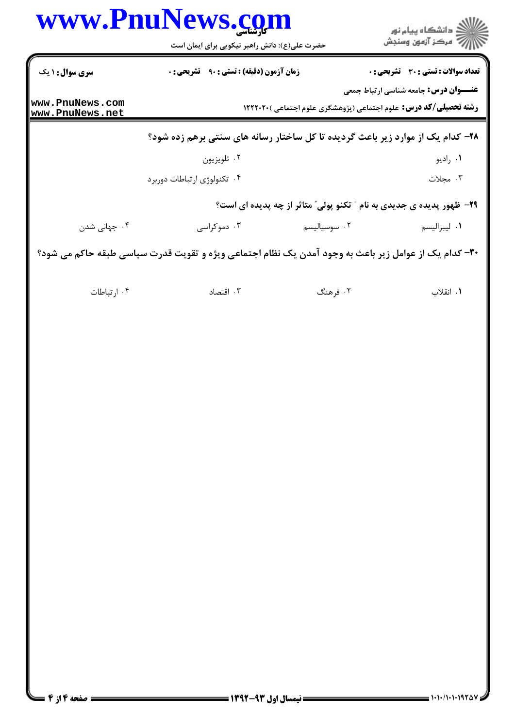۲۸- کدام یک از موارد زیر باعث گردیده تا کل ساختار رسانه های سنتی برهم زده شود؟

۱. رادیو
۲. تلویزیون
۳. مجلات
۴. تکنولوژی ارتباطات دوربرد

۲۹- ظهور پدیده ی جدیدی به نام " تکنو پولی" متاثر از چه پدیده ای است؟

۱. لیبرالیسم
۲. سوسیالیسم
۳. دموکراسی
۴. جهانی شدن

۳۰- کدام یک از عوامل زیر باعث به وجود آمدن یک نظام اجتماعی ویژه و تقویت قدرت سیاسی طبقه حاکم می شود؟

۱. انقلاب
۲. فرهنگ
۳. اقتصاد
۴. ارتباطات